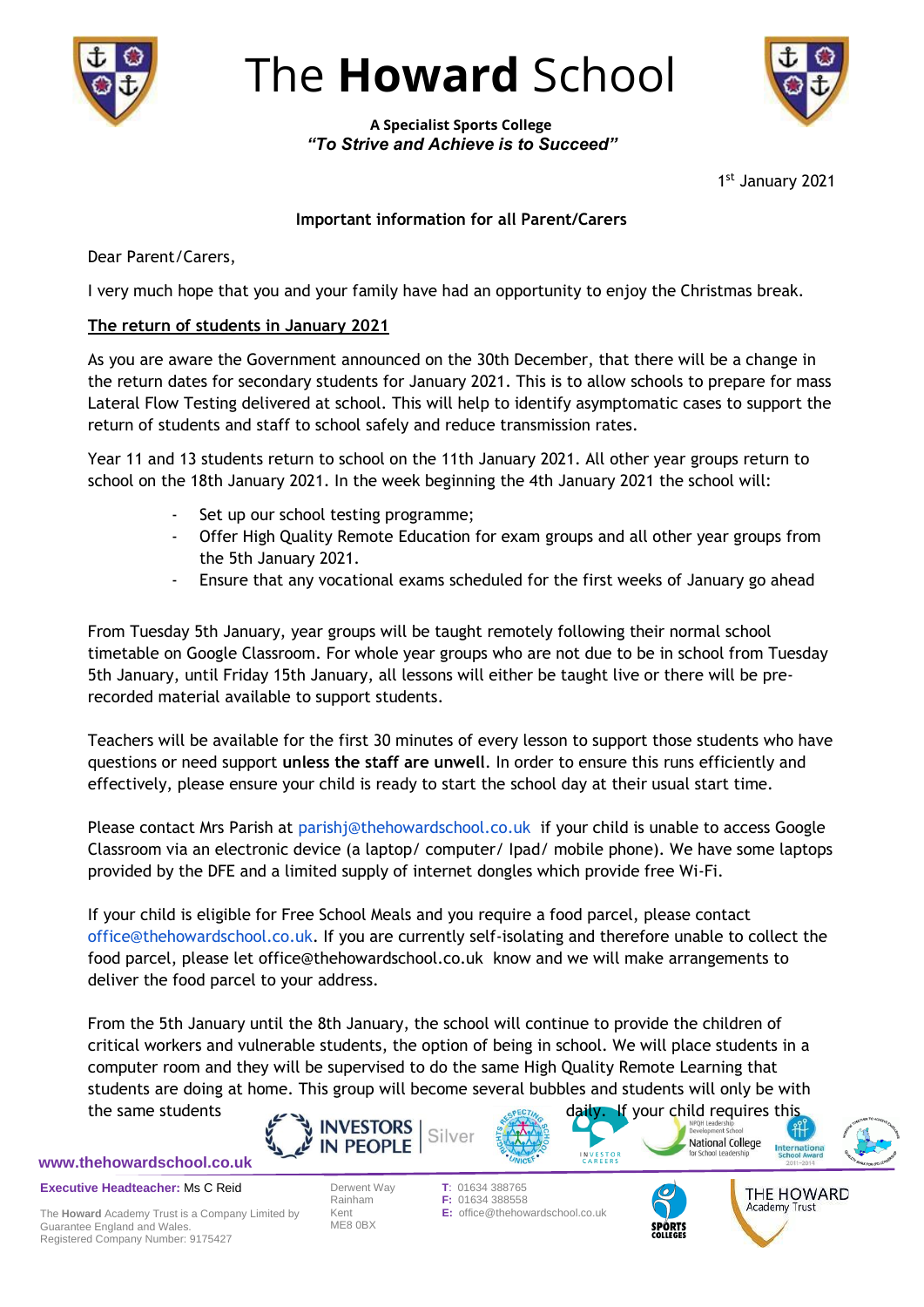# The **Howard** School

**A Specialist Sports College**
***"To Strive and Achieve is to Succeed"***

1st January 2021

**Important information for all Parent/Carers**

Dear Parent/Carers,

I very much hope that you and your family have had an opportunity to enjoy the Christmas break.

## The return of students in January 2021

As you are aware the Government announced on the 30th December, that there will be a change in the return dates for secondary students for January 2021. This is to allow schools to prepare for mass Lateral Flow Testing delivered at school. This will help to identify asymptomatic cases to support the return of students and staff to school safely and reduce transmission rates.

Year 11 and 13 students return to school on the 11th January 2021. All other year groups return to school on the 18th January 2021. In the week beginning the 4th January 2021 the school will:

- Set up our school testing programme;
- Offer High Quality Remote Education for exam groups and all other year groups from the 5th January 2021.
- Ensure that any vocational exams scheduled for the first weeks of January go ahead

From Tuesday 5th January, year groups will be taught remotely following their normal school timetable on Google Classroom. For whole year groups who are not due to be in school from Tuesday 5th January, until Friday 15th January, all lessons will either be taught live or there will be pre-recorded material available to support students.

Teachers will be available for the first 30 minutes of every lesson to support those students who have questions or need support **unless the staff are unwell**. In order to ensure this runs efficiently and effectively, please ensure your child is ready to start the school day at their usual start time.

Please contact Mrs Parish at parishj@thehowardschool.co.uk if your child is unable to access Google Classroom via an electronic device (a laptop/ computer/ Ipad/ mobile phone). We have some laptops provided by the DFE and a limited supply of internet dongles which provide free Wi-Fi.

If your child is eligible for Free School Meals and you require a food parcel, please contact office@thehowardschool.co.uk. If you are currently self-isolating and therefore unable to collect the food parcel, please let office@thehowardschool.co.uk know and we will make arrangements to deliver the food parcel to your address.

From the 5th January until the 8th January, the school will continue to provide the children of critical workers and vulnerable students, the option of being in school. We will place students in a computer room and they will be supervised to do the same High Quality Remote Learning that students are doing at home. This group will become several bubbles and students will only be with the same students daily. If your child requires this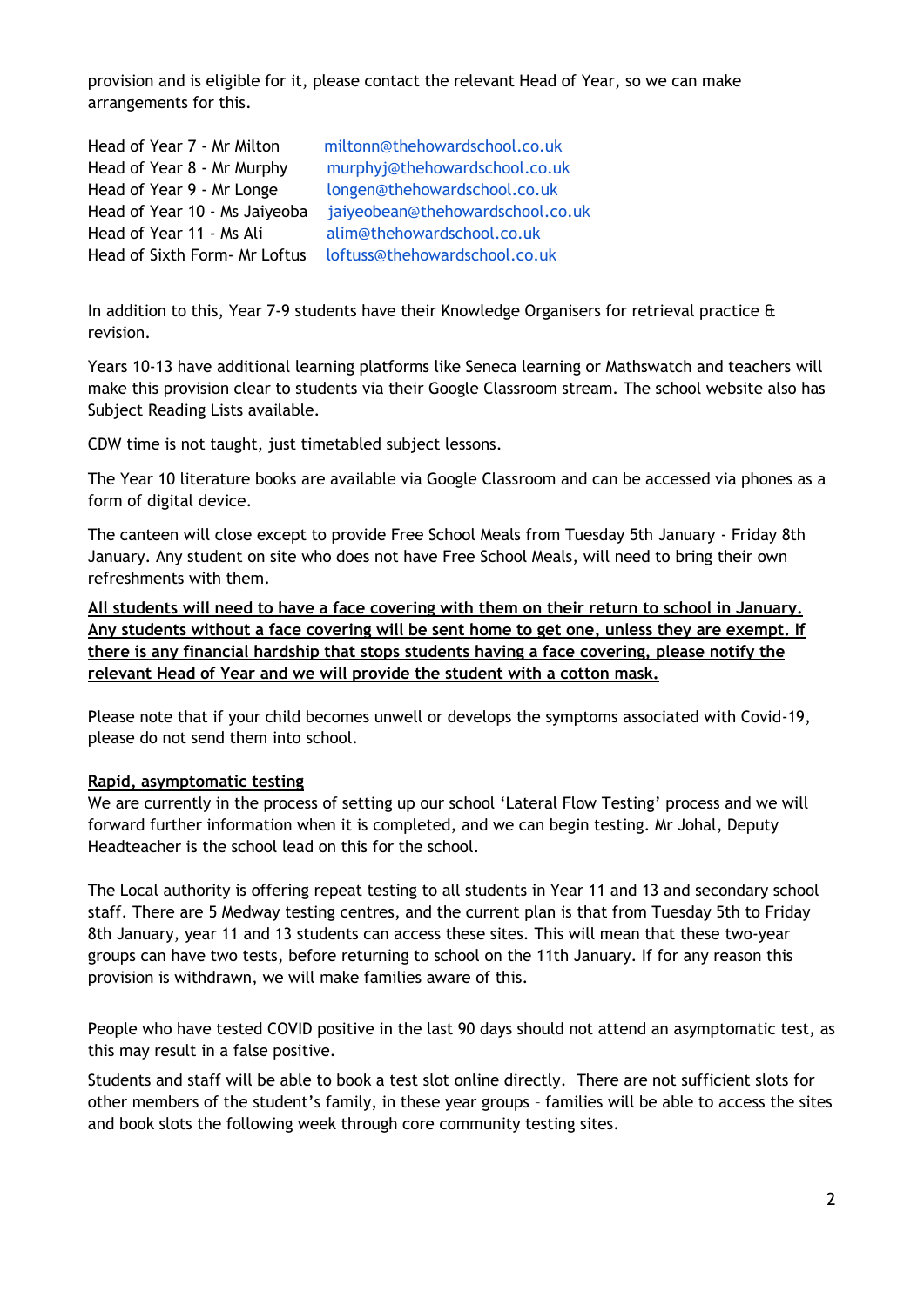provision and is eligible for it, please contact the relevant Head of Year, so we can make arrangements for this.

| | |
|---|---|
| Head of Year 7 - Mr Milton | miltonn@thehowardschool.co.uk |
| Head of Year 8 - Mr Murphy | murphyj@thehowardschool.co.uk |
| Head of Year 9 - Mr Longe | longen@thehowardschool.co.uk |
| Head of Year 10 - Ms Jaiyeoba | jaiyeobean@thehowardschool.co.uk |
| Head of Year 11 - Ms Ali | alim@thehowardschool.co.uk |
| Head of Sixth Form- Mr Loftus | loftuss@thehowardschool.co.uk |

In addition to this, Year 7-9 students have their Knowledge Organisers for retrieval practice & revision.

Years 10-13 have additional learning platforms like Seneca learning or Mathswatch and teachers will make this provision clear to students via their Google Classroom stream. The school website also has Subject Reading Lists available.

CDW time is not taught, just timetabled subject lessons.

The Year 10 literature books are available via Google Classroom and can be accessed via phones as a form of digital device.

The canteen will close except to provide Free School Meals from Tuesday 5th January - Friday 8th January. Any student on site who does not have Free School Meals, will need to bring their own refreshments with them.

**All students will need to have a face covering with them on their return to school in January. Any students without a face covering will be sent home to get one, unless they are exempt. If there is any financial hardship that stops students having a face covering, please notify the relevant Head of Year and we will provide the student with a cotton mask.**

Please note that if your child becomes unwell or develops the symptoms associated with Covid-19, please do not send them into school.

**Rapid, asymptomatic testing**

We are currently in the process of setting up our school 'Lateral Flow Testing' process and we will forward further information when it is completed, and we can begin testing. Mr Johal, Deputy Headteacher is the school lead on this for the school.

The Local authority is offering repeat testing to all students in Year 11 and 13 and secondary school staff. There are 5 Medway testing centres, and the current plan is that from Tuesday 5th to Friday 8th January, year 11 and 13 students can access these sites. This will mean that these two-year groups can have two tests, before returning to school on the 11th January. If for any reason this provision is withdrawn, we will make families aware of this.

People who have tested COVID positive in the last 90 days should not attend an asymptomatic test, as this may result in a false positive.

Students and staff will be able to book a test slot online directly. There are not sufficient slots for other members of the student's family, in these year groups – families will be able to access the sites and book slots the following week through core community testing sites.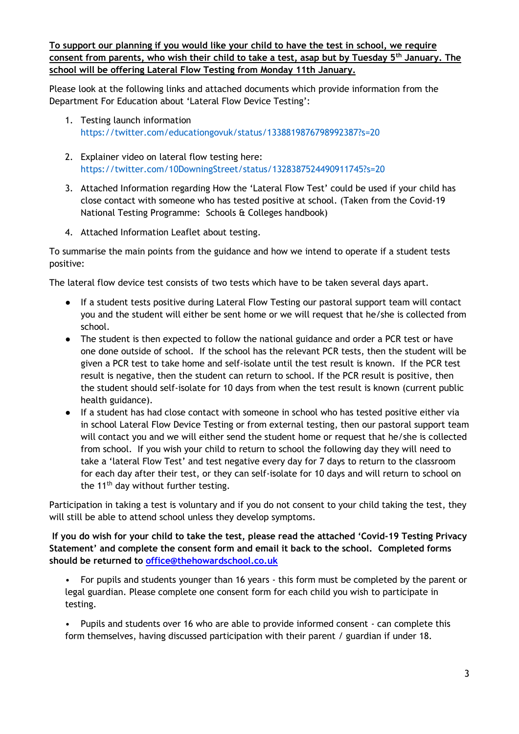**<u>To support our planning if you would like your child to have the test in school, we require consent from parents, who wish their child to take a test, asap but by Tuesday 5th January. The school will be offering Lateral Flow Testing from Monday 11th January.</u>**

Please look at the following links and attached documents which provide information from the Department For Education about 'Lateral Flow Device Testing':

1. Testing launch information
   https://twitter.com/educationgovuk/status/1338819876798992387?s=20

2. Explainer video on lateral flow testing here:
   https://twitter.com/10DowningStreet/status/1328387524490911745?s=20

3. Attached Information regarding How the 'Lateral Flow Test' could be used if your child has close contact with someone who has tested positive at school. (Taken from the Covid-19 National Testing Programme: Schools & Colleges handbook)

4. Attached Information Leaflet about testing.

To summarise the main points from the guidance and how we intend to operate if a student tests positive:

The lateral flow device test consists of two tests which have to be taken several days apart.

- If a student tests positive during Lateral Flow Testing our pastoral support team will contact you and the student will either be sent home or we will request that he/she is collected from school.
- The student is then expected to follow the national guidance and order a PCR test or have one done outside of school. If the school has the relevant PCR tests, then the student will be given a PCR test to take home and self-isolate until the test result is known. If the PCR test result is negative, then the student can return to school. If the PCR result is positive, then the student should self-isolate for 10 days from when the test result is known (current public health guidance).
- If a student has had close contact with someone in school who has tested positive either via in school Lateral Flow Device Testing or from external testing, then our pastoral support team will contact you and we will either send the student home or request that he/she is collected from school. If you wish your child to return to school the following day they will need to take a 'lateral Flow Test' and test negative every day for 7 days to return to the classroom for each day after their test, or they can self-isolate for 10 days and will return to school on the 11th day without further testing.

Participation in taking a test is voluntary and if you do not consent to your child taking the test, they will still be able to attend school unless they develop symptoms.

**If you do wish for your child to take the test, please read the attached 'Covid-19 Testing Privacy Statement' and complete the consent form and email it back to the school. Completed forms should be returned to office@thehowardschool.co.uk**

- For pupils and students younger than 16 years - this form must be completed by the parent or legal guardian. Please complete one consent form for each child you wish to participate in testing.

- Pupils and students over 16 who are able to provide informed consent - can complete this form themselves, having discussed participation with their parent / guardian if under 18.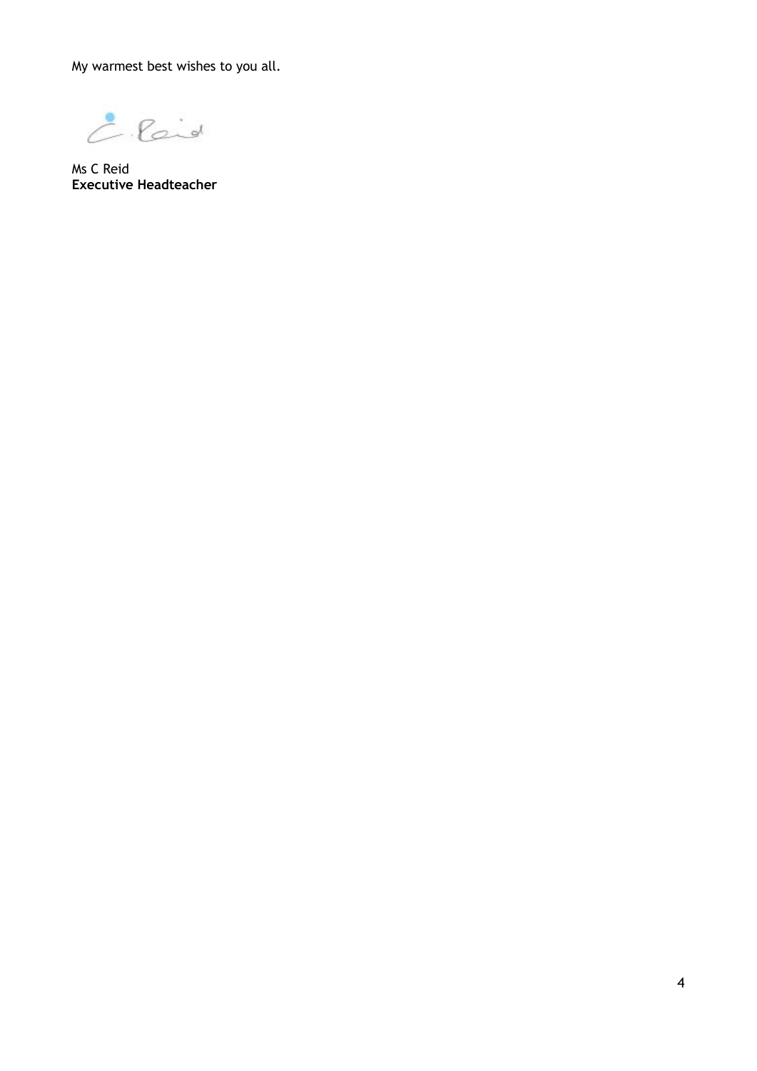My warmest best wishes to you all.

Ms C Reid
**Executive Headteacher**